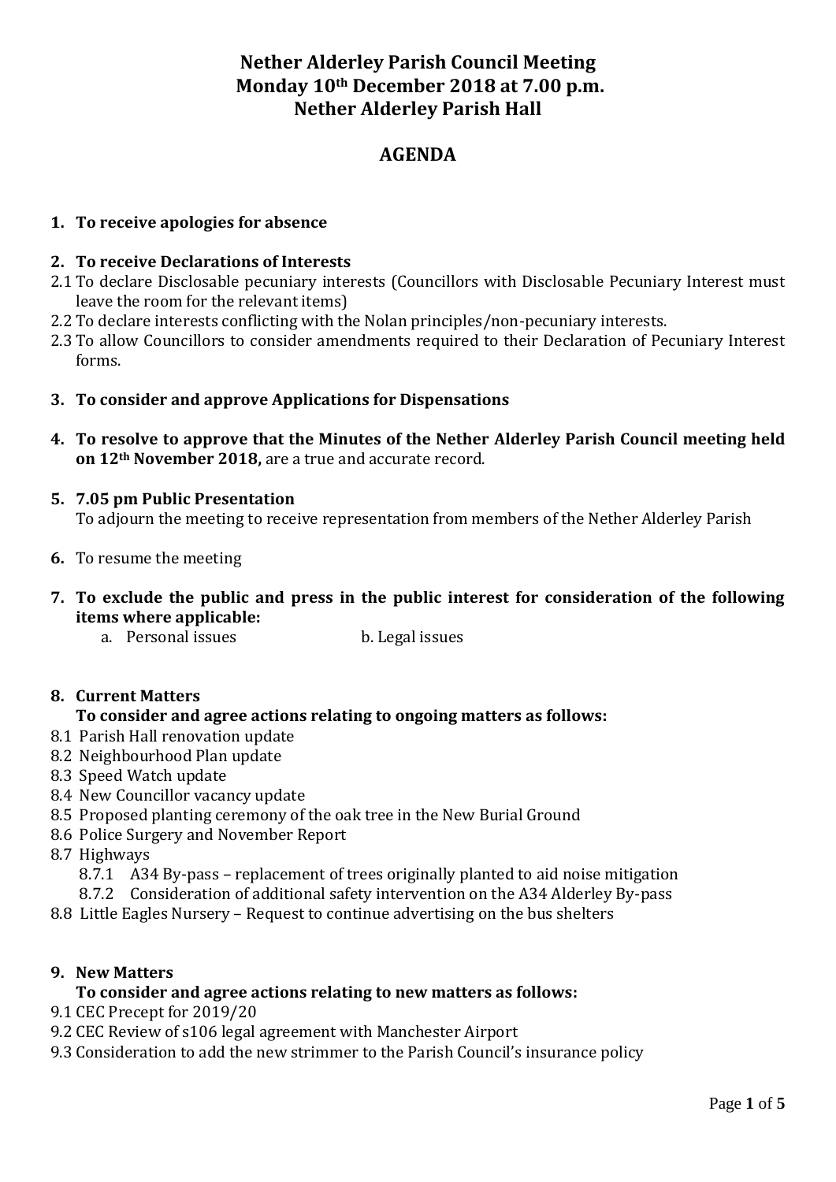# Nether Alderley Parish Council Meeting
# Monday 10th December 2018 at 7.00 p.m.
# Nether Alderley Parish Hall

## AGENDA

**1. To receive apologies for absence**

**2. To receive Declarations of Interests**

2.1 To declare Disclosable pecuniary interests (Councillors with Disclosable Pecuniary Interest must leave the room for the relevant items)

2.2 To declare interests conflicting with the Nolan principles/non-pecuniary interests.

2.3 To allow Councillors to consider amendments required to their Declaration of Pecuniary Interest forms.

**3. To consider and approve Applications for Dispensations**

**4. To resolve to approve that the Minutes of the Nether Alderley Parish Council meeting held on 12th November 2018,** are a true and accurate record.

**5. 7.05 pm Public Presentation**

To adjourn the meeting to receive representation from members of the Nether Alderley Parish

**6.** To resume the meeting

**7. To exclude the public and press in the public interest for consideration of the following items where applicable:**

a. Personal issues b. Legal issues

**8. Current Matters**

**To consider and agree actions relating to ongoing matters as follows:**

8.1 Parish Hall renovation update

8.2 Neighbourhood Plan update

8.3 Speed Watch update

8.4 New Councillor vacancy update

8.5 Proposed planting ceremony of the oak tree in the New Burial Ground

8.6 Police Surgery and November Report

8.7 Highways

8.7.1 A34 By-pass – replacement of trees originally planted to aid noise mitigation

8.7.2 Consideration of additional safety intervention on the A34 Alderley By-pass

8.8 Little Eagles Nursery – Request to continue advertising on the bus shelters

**9. New Matters**

**To consider and agree actions relating to new matters as follows:**

9.1 CEC Precept for 2019/20

9.2 CEC Review of s106 legal agreement with Manchester Airport

9.3 Consideration to add the new strimmer to the Parish Council's insurance policy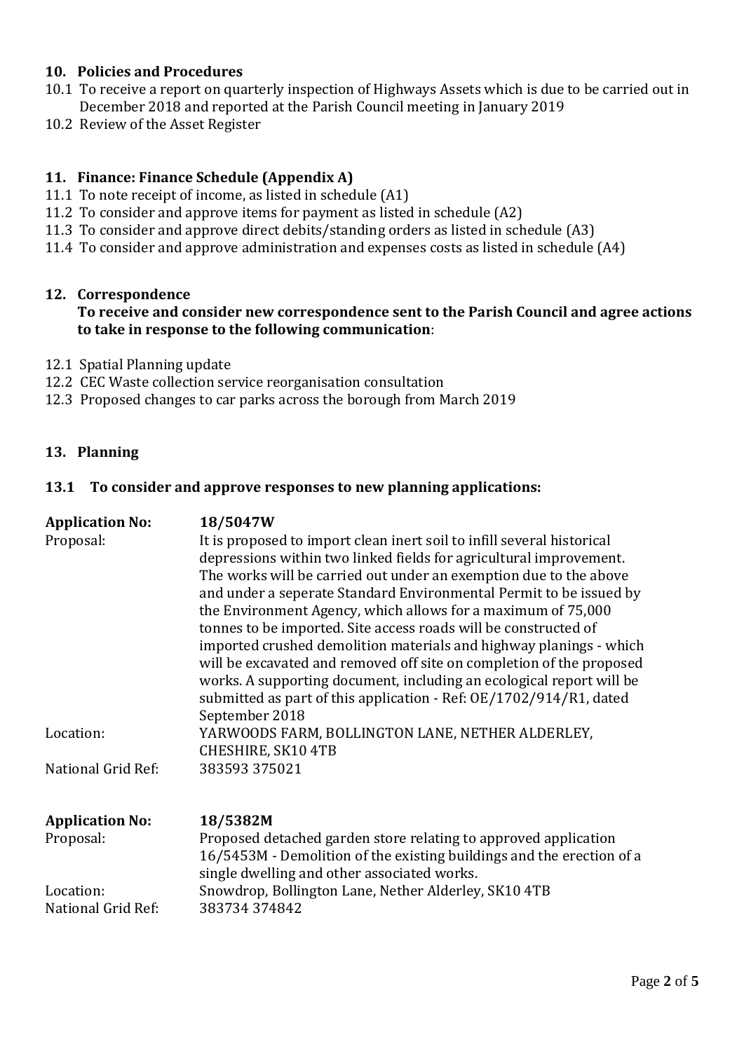## 10. Policies and Procedures

10.1 To receive a report on quarterly inspection of Highways Assets which is due to be carried out in December 2018 and reported at the Parish Council meeting in January 2019

10.2 Review of the Asset Register

## 11. Finance: Finance Schedule (Appendix A)

11.1 To note receipt of income, as listed in schedule (A1)

11.2 To consider and approve items for payment as listed in schedule (A2)

11.3 To consider and approve direct debits/standing orders as listed in schedule (A3)

11.4 To consider and approve administration and expenses costs as listed in schedule (A4)

## 12. Correspondence

**To receive and consider new correspondence sent to the Parish Council and agree actions to take in response to the following communication**:

12.1 Spatial Planning update

12.2 CEC Waste collection service reorganisation consultation

12.3 Proposed changes to car parks across the borough from March 2019

## 13. Planning

### 13.1 To consider and approve responses to new planning applications:

| **Application No:** | **18/5047W** |
|---|---|
| Proposal: | It is proposed to import clean inert soil to infill several historical depressions within two linked fields for agricultural improvement. The works will be carried out under an exemption due to the above and under a seperate Standard Environmental Permit to be issued by the Environment Agency, which allows for a maximum of 75,000 tonnes to be imported. Site access roads will be constructed of imported crushed demolition materials and highway planings - which will be excavated and removed off site on completion of the proposed works. A supporting document, including an ecological report will be submitted as part of this application - Ref: OE/1702/914/R1, dated September 2018 |
| Location: | YARWOODS FARM, BOLLINGTON LANE, NETHER ALDERLEY, CHESHIRE, SK10 4TB |
| National Grid Ref: | 383593 375021 |

| **Application No:** | **18/5382M** |
|---|---|
| Proposal: | Proposed detached garden store relating to approved application 16/5453M - Demolition of the existing buildings and the erection of a single dwelling and other associated works. |
| Location: | Snowdrop, Bollington Lane, Nether Alderley, SK10 4TB |
| National Grid Ref: | 383734 374842 |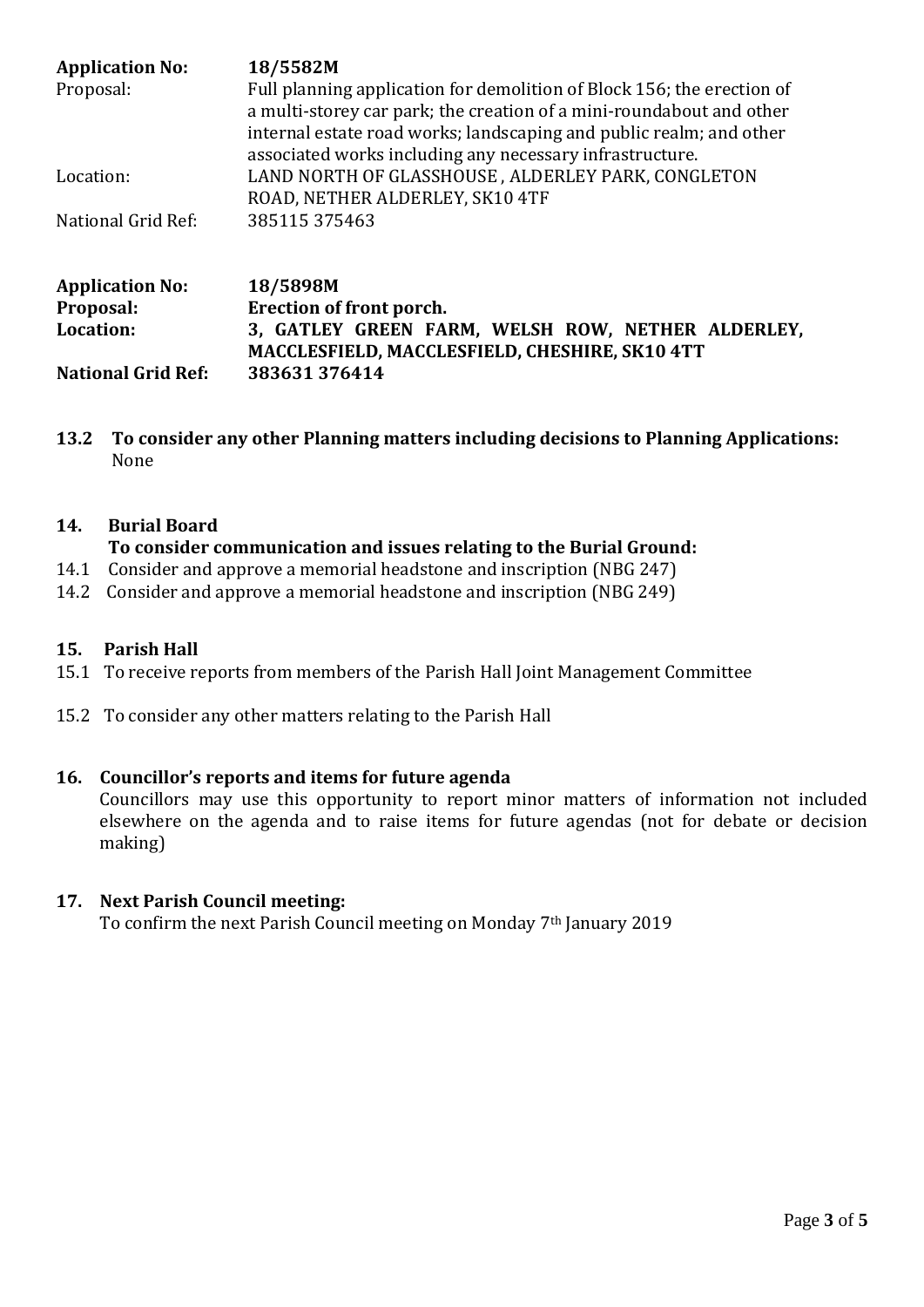**Application No:** 18/5582M
Proposal: Full planning application for demolition of Block 156; the erection of a multi-storey car park; the creation of a mini-roundabout and other internal estate road works; landscaping and public realm; and other associated works including any necessary infrastructure.
Location: LAND NORTH OF GLASSHOUSE , ALDERLEY PARK, CONGLETON ROAD, NETHER ALDERLEY, SK10 4TF
National Grid Ref: 385115 375463

**Application No: 18/5898M**
**Proposal: Erection of front porch.**
**Location: 3, GATLEY GREEN FARM, WELSH ROW, NETHER ALDERLEY, MACCLESFIELD, MACCLESFIELD, CHESHIRE, SK10 4TT**
**National Grid Ref: 383631 376414**

**13.2 To consider any other Planning matters including decisions to Planning Applications:**
None

## 14. Burial Board

**To consider communication and issues relating to the Burial Ground:**

14.1 Consider and approve a memorial headstone and inscription (NBG 247)
14.2 Consider and approve a memorial headstone and inscription (NBG 249)

## 15. Parish Hall

15.1 To receive reports from members of the Parish Hall Joint Management Committee

15.2 To consider any other matters relating to the Parish Hall

## 16. Councillor's reports and items for future agenda

Councillors may use this opportunity to report minor matters of information not included elsewhere on the agenda and to raise items for future agendas (not for debate or decision making)

## 17. Next Parish Council meeting:

To confirm the next Parish Council meeting on Monday 7th January 2019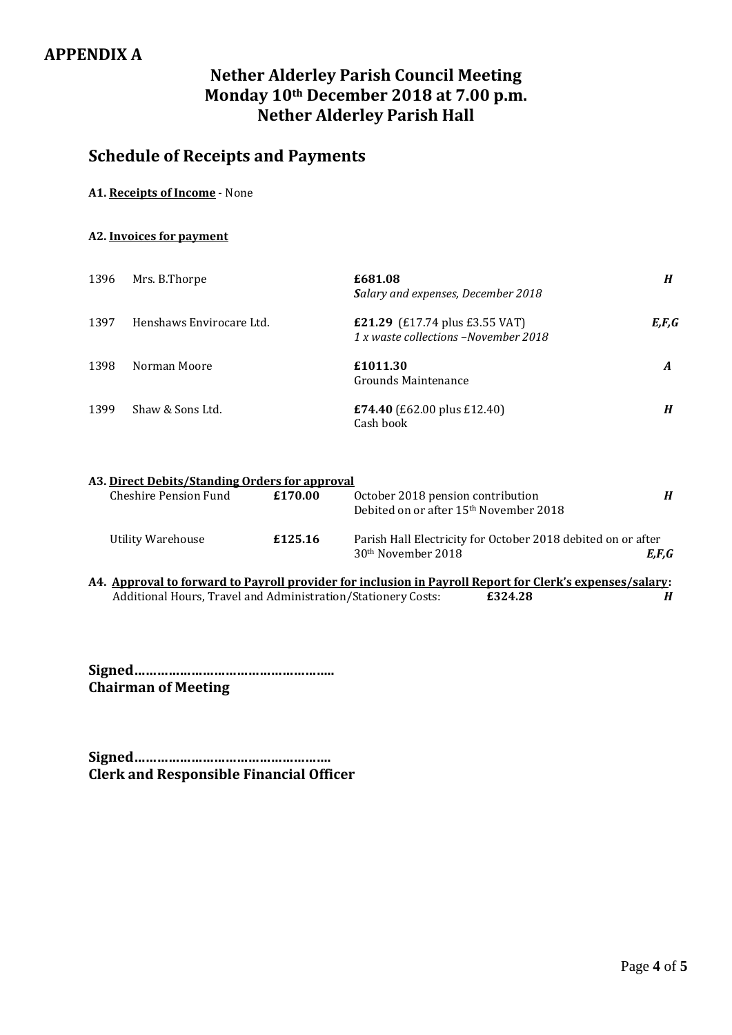## APPENDIX A

# Nether Alderley Parish Council Meeting
# Monday 10th December 2018 at 7.00 p.m.
# Nether Alderley Parish Hall

## Schedule of Receipts and Payments

**A1. Receipts of Income** - None

**A2. Invoices for payment**

| | | | |
|---|---|---|---|
| 1396 | Mrs. B.Thorpe | **£681.08**<br>***S****alary and expenses, December 2018* | ***H*** |
| 1397 | Henshaws Envirocare Ltd. | **£21.29** (£17.74 plus £3.55 VAT)<br>*1 x waste collections –November 2018* | ***E,F,G*** |
| 1398 | Norman Moore | **£1011.30**<br>Grounds Maintenance | ***A*** |
| 1399 | Shaw & Sons Ltd. | **£74.40** (£62.00 plus £12.40)<br>Cash book | ***H*** |

**A3. Direct Debits/Standing Orders for approval**

| | | | |
|---|---|---|---|
| Cheshire Pension Fund | **£170.00** | October 2018 pension contribution<br>Debited on or after 15th November 2018 | ***H*** |
| Utility Warehouse | **£125.16** | Parish Hall Electricity for October 2018 debited on or after 30th November 2018 | ***E,F,G*** |

**A4. Approval to forward to Payroll provider for inclusion in Payroll Report for Clerk's expenses/salary:**
Additional Hours, Travel and Administration/Stationery Costs: **£324.28** ***H***

**Signed……………………………………………..**
**Chairman of Meeting**

**Signed……………………………………………..**
**Clerk and Responsible Financial Officer**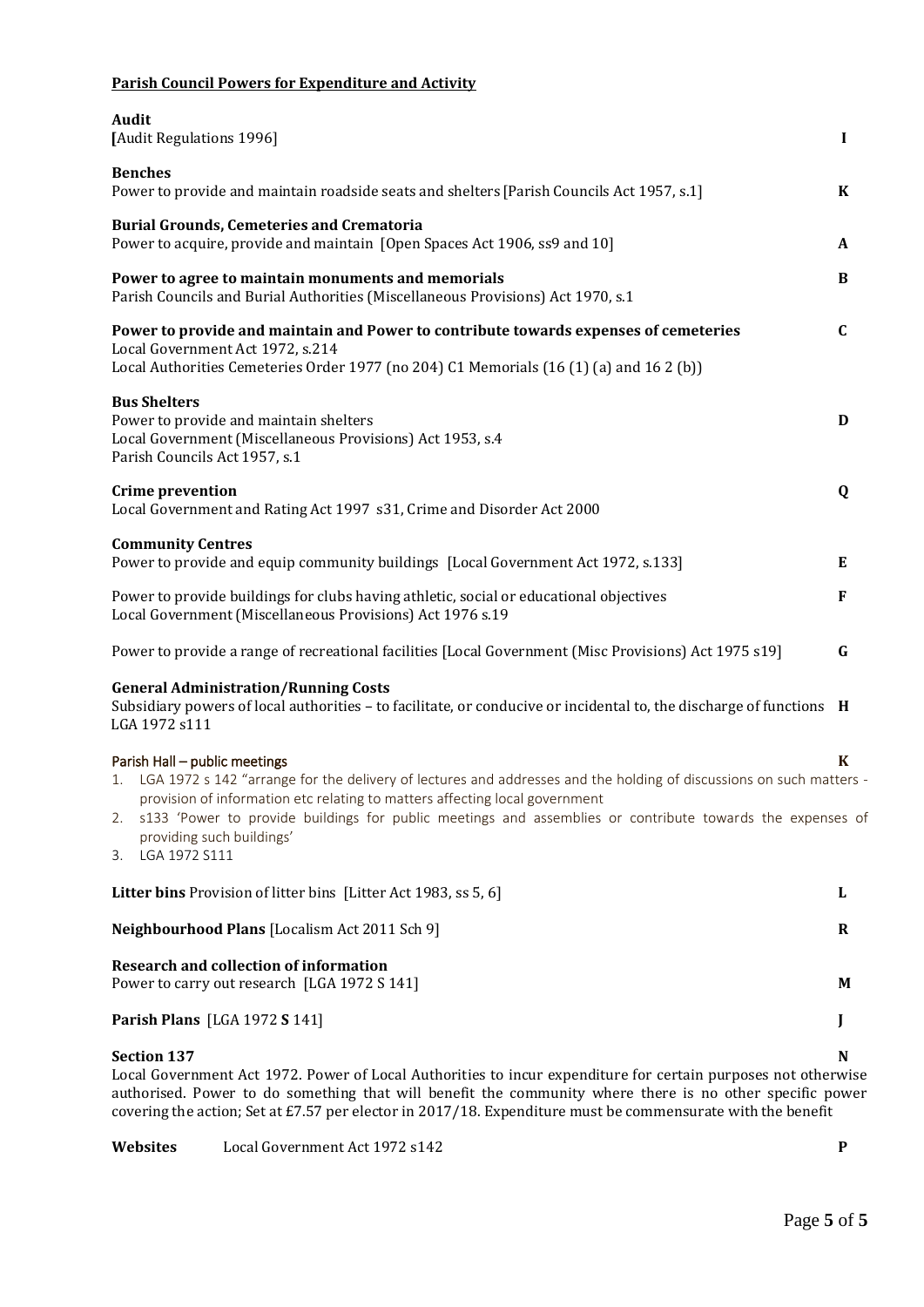**Parish Council Powers for Expenditure and Activity**

**Audit**
**[**Audit Regulations 1996] **I**

**Benches**
Power to provide and maintain roadside seats and shelters [Parish Councils Act 1957, s.1] **K**

**Burial Grounds, Cemeteries and Crematoria**
Power to acquire, provide and maintain [Open Spaces Act 1906, ss9 and 10] **A**

**Power to agree to maintain monuments and memorials** **B**
Parish Councils and Burial Authorities (Miscellaneous Provisions) Act 1970, s.1

**Power to provide and maintain and Power to contribute towards expenses of cemeteries** **C**
Local Government Act 1972, s.214
Local Authorities Cemeteries Order 1977 (no 204) C1 Memorials (16 (1) (a) and 16 2 (b))

**Bus Shelters**
Power to provide and maintain shelters **D**
Local Government (Miscellaneous Provisions) Act 1953, s.4
Parish Councils Act 1957, s.1

**Crime prevention** **Q**
Local Government and Rating Act 1997 s31, Crime and Disorder Act 2000

**Community Centres**
Power to provide and equip community buildings [Local Government Act 1972, s.133] **E**

Power to provide buildings for clubs having athletic, social or educational objectives **F**
Local Government (Miscellaneous Provisions) Act 1976 s.19

Power to provide a range of recreational facilities [Local Government (Misc Provisions) Act 1975 s19] **G**

**General Administration/Running Costs**
Subsidiary powers of local authorities – to facilitate, or conducive or incidental to, the discharge of functions **H**
LGA 1972 s111

Parish Hall – public meetings **K**

1. LGA 1972 s 142 "arrange for the delivery of lectures and addresses and the holding of discussions on such matters - provision of information etc relating to matters affecting local government
2. s133 'Power to provide buildings for public meetings and assemblies or contribute towards the expenses of providing such buildings'
3. LGA 1972 S111

**Litter bins** Provision of litter bins [Litter Act 1983, ss 5, 6] **L**

**Neighbourhood Plans** [Localism Act 2011 Sch 9] **R**

**Research and collection of information**
Power to carry out research [LGA 1972 S 141] **M**

**Parish Plans** [LGA 1972 **S** 141] **J**

**Section 137** **N**
Local Government Act 1972. Power of Local Authorities to incur expenditure for certain purposes not otherwise authorised. Power to do something that will benefit the community where there is no other specific power covering the action; Set at £7.57 per elector in 2017/18. Expenditure must be commensurate with the benefit

**Websites** Local Government Act 1972 s142 **P**